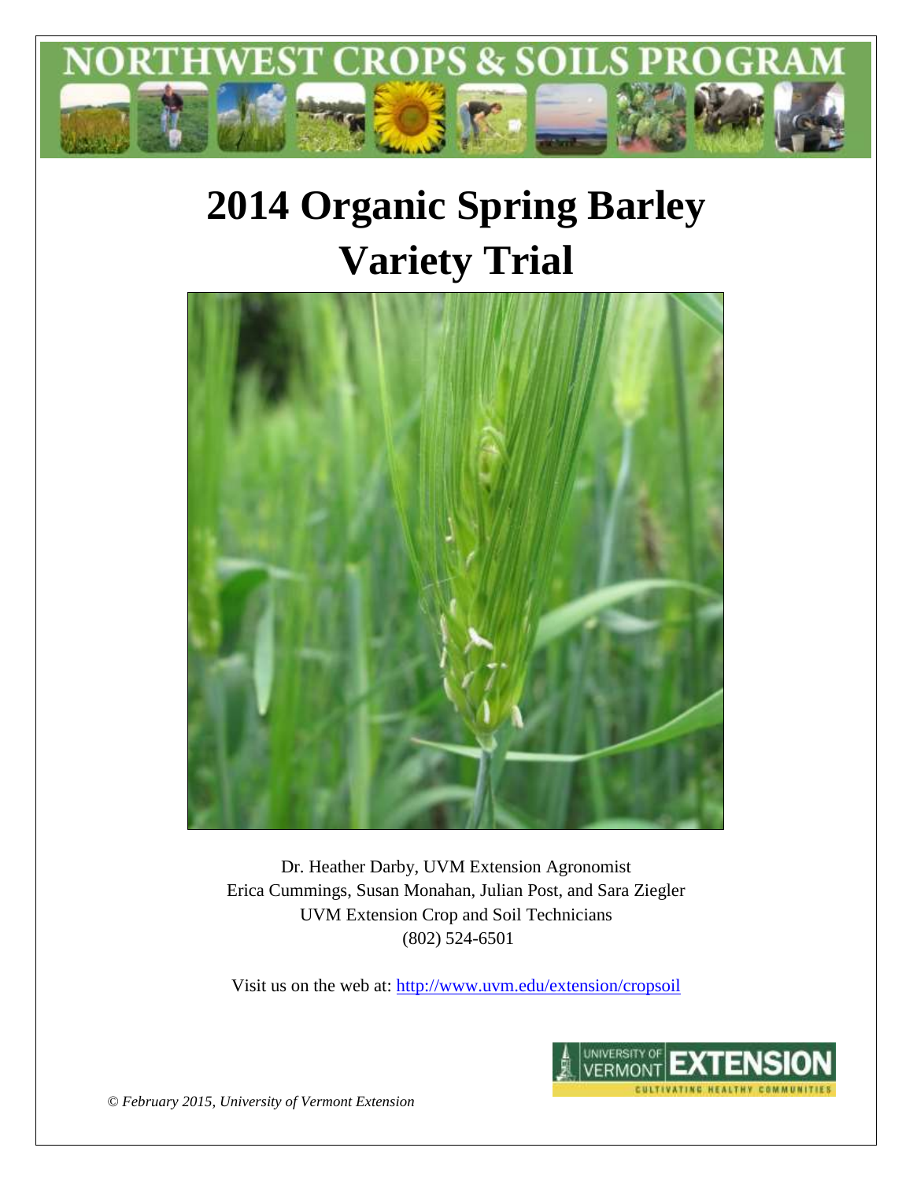# NORTHWEST CROPS & SOILS PROGRAM

# 2014 Organic Spring Barley Variety Trial

Dr. Heather Darby, UVM Extension Agronomist
Erica Cummings, Susan Monahan, Julian Post, and Sara Ziegler
UVM Extension Crop and Soil Technicians
(802) 524-6501

Visit us on the web at: http://www.uvm.edu/extension/cropsoil

UNIVERSITY OF VERMONT EXTENSION
CULTIVATING HEALTHY COMMUNITIES

*© February 2015, University of Vermont Extension*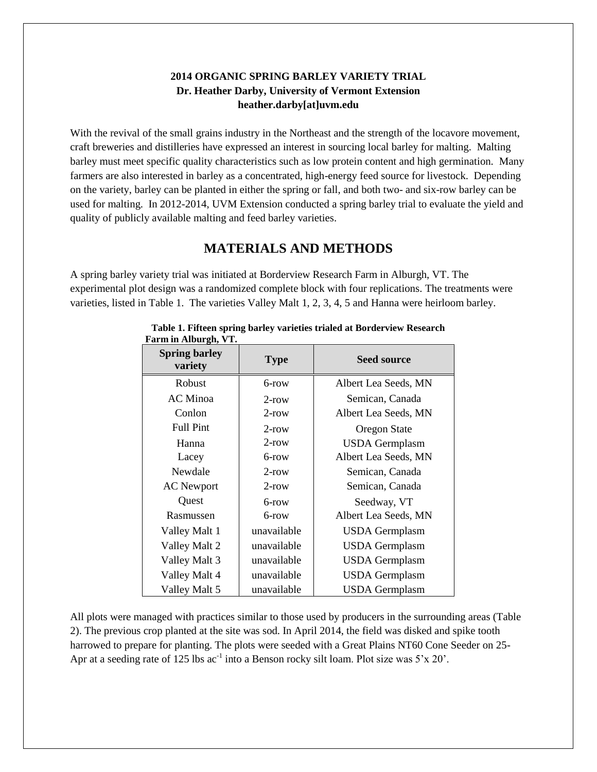**2014 ORGANIC SPRING BARLEY VARIETY TRIAL**
**Dr. Heather Darby, University of Vermont Extension**
**heather.darby[at]uvm.edu**

With the revival of the small grains industry in the Northeast and the strength of the locavore movement, craft breweries and distilleries have expressed an interest in sourcing local barley for malting. Malting barley must meet specific quality characteristics such as low protein content and high germination. Many farmers are also interested in barley as a concentrated, high-energy feed source for livestock. Depending on the variety, barley can be planted in either the spring or fall, and both two- and six-row barley can be used for malting. In 2012-2014, UVM Extension conducted a spring barley trial to evaluate the yield and quality of publicly available malting and feed barley varieties.

## MATERIALS AND METHODS

A spring barley variety trial was initiated at Borderview Research Farm in Alburgh, VT. The experimental plot design was a randomized complete block with four replications. The treatments were varieties, listed in Table 1. The varieties Valley Malt 1, 2, 3, 4, 5 and Hanna were heirloom barley.

**Table 1. Fifteen spring barley varieties trialed at Borderview Research Farm in Alburgh, VT.**

| Spring barley variety | Type | Seed source |
|---|---|---|
| Robust | 6-row | Albert Lea Seeds, MN |
| AC Minoa | 2-row | Semican, Canada |
| Conlon | 2-row | Albert Lea Seeds, MN |
| Full Pint | 2-row | Oregon State |
| Hanna | 2-row | USDA Germplasm |
| Lacey | 6-row | Albert Lea Seeds, MN |
| Newdale | 2-row | Semican, Canada |
| AC Newport | 2-row | Semican, Canada |
| Quest | 6-row | Seedway, VT |
| Rasmussen | 6-row | Albert Lea Seeds, MN |
| Valley Malt 1 | unavailable | USDA Germplasm |
| Valley Malt 2 | unavailable | USDA Germplasm |
| Valley Malt 3 | unavailable | USDA Germplasm |
| Valley Malt 4 | unavailable | USDA Germplasm |
| Valley Malt 5 | unavailable | USDA Germplasm |

All plots were managed with practices similar to those used by producers in the surrounding areas (Table 2). The previous crop planted at the site was sod. In April 2014, the field was disked and spike tooth harrowed to prepare for planting. The plots were seeded with a Great Plains NT60 Cone Seeder on 25-Apr at a seeding rate of 125 lbs $ac^{-1}$ into a Benson rocky silt loam. Plot size was 5'x 20'.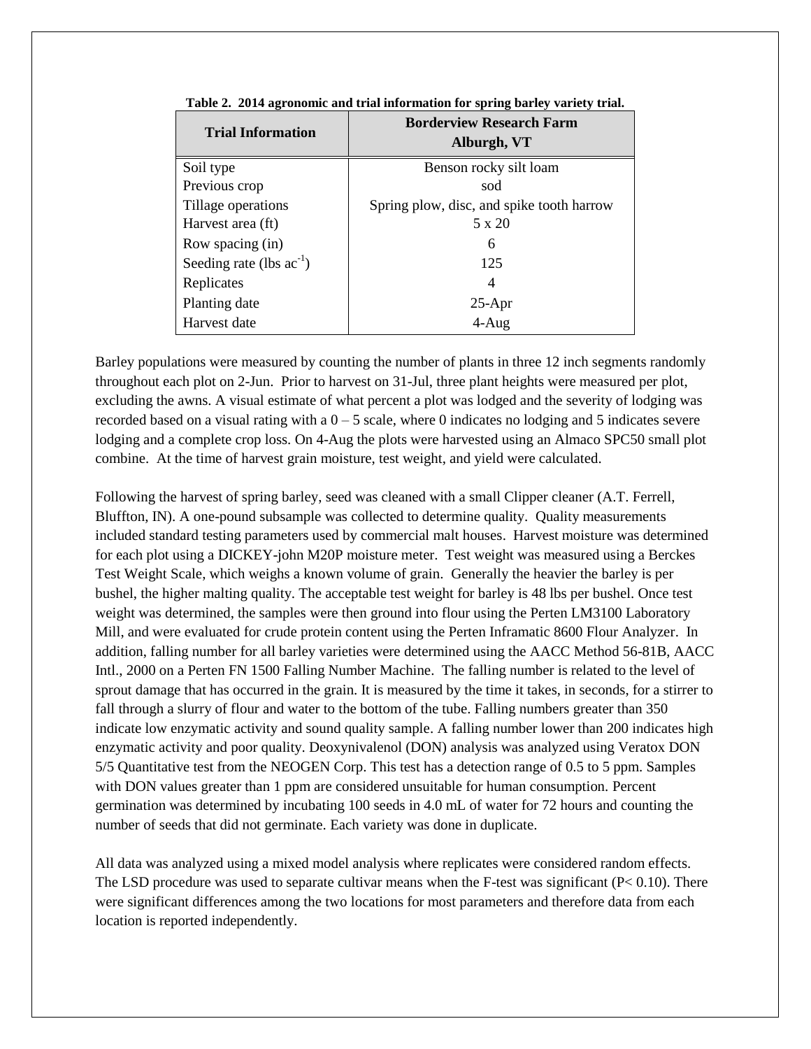**Table 2. 2014 agronomic and trial information for spring barley variety trial.**

| Trial Information | Borderview Research Farm Alburgh, VT |
|---|---|
| Soil type | Benson rocky silt loam |
| Previous crop | sod |
| Tillage operations | Spring plow, disc, and spike tooth harrow |
| Harvest area (ft) | 5 x 20 |
| Row spacing (in) | 6 |
| Seeding rate (lbs $ac^{-1}$) | 125 |
| Replicates | 4 |
| Planting date | 25-Apr |
| Harvest date | 4-Aug |

Barley populations were measured by counting the number of plants in three 12 inch segments randomly throughout each plot on 2-Jun. Prior to harvest on 31-Jul, three plant heights were measured per plot, excluding the awns. A visual estimate of what percent a plot was lodged and the severity of lodging was recorded based on a visual rating with a 0 – 5 scale, where 0 indicates no lodging and 5 indicates severe lodging and a complete crop loss. On 4-Aug the plots were harvested using an Almaco SPC50 small plot combine. At the time of harvest grain moisture, test weight, and yield were calculated.

Following the harvest of spring barley, seed was cleaned with a small Clipper cleaner (A.T. Ferrell, Bluffton, IN). A one-pound subsample was collected to determine quality. Quality measurements included standard testing parameters used by commercial malt houses. Harvest moisture was determined for each plot using a DICKEY-john M20P moisture meter. Test weight was measured using a Berckes Test Weight Scale, which weighs a known volume of grain. Generally the heavier the barley is per bushel, the higher malting quality. The acceptable test weight for barley is 48 lbs per bushel. Once test weight was determined, the samples were then ground into flour using the Perten LM3100 Laboratory Mill, and were evaluated for crude protein content using the Perten Inframatic 8600 Flour Analyzer. In addition, falling number for all barley varieties were determined using the AACC Method 56-81B, AACC Intl., 2000 on a Perten FN 1500 Falling Number Machine. The falling number is related to the level of sprout damage that has occurred in the grain. It is measured by the time it takes, in seconds, for a stirrer to fall through a slurry of flour and water to the bottom of the tube. Falling numbers greater than 350 indicate low enzymatic activity and sound quality sample. A falling number lower than 200 indicates high enzymatic activity and poor quality. Deoxynivalenol (DON) analysis was analyzed using Veratox DON 5/5 Quantitative test from the NEOGEN Corp. This test has a detection range of 0.5 to 5 ppm. Samples with DON values greater than 1 ppm are considered unsuitable for human consumption. Percent germination was determined by incubating 100 seeds in 4.0 mL of water for 72 hours and counting the number of seeds that did not germinate. Each variety was done in duplicate.

All data was analyzed using a mixed model analysis where replicates were considered random effects. The LSD procedure was used to separate cultivar means when the F-test was significant ($P < 0.10$). There were significant differences among the two locations for most parameters and therefore data from each location is reported independently.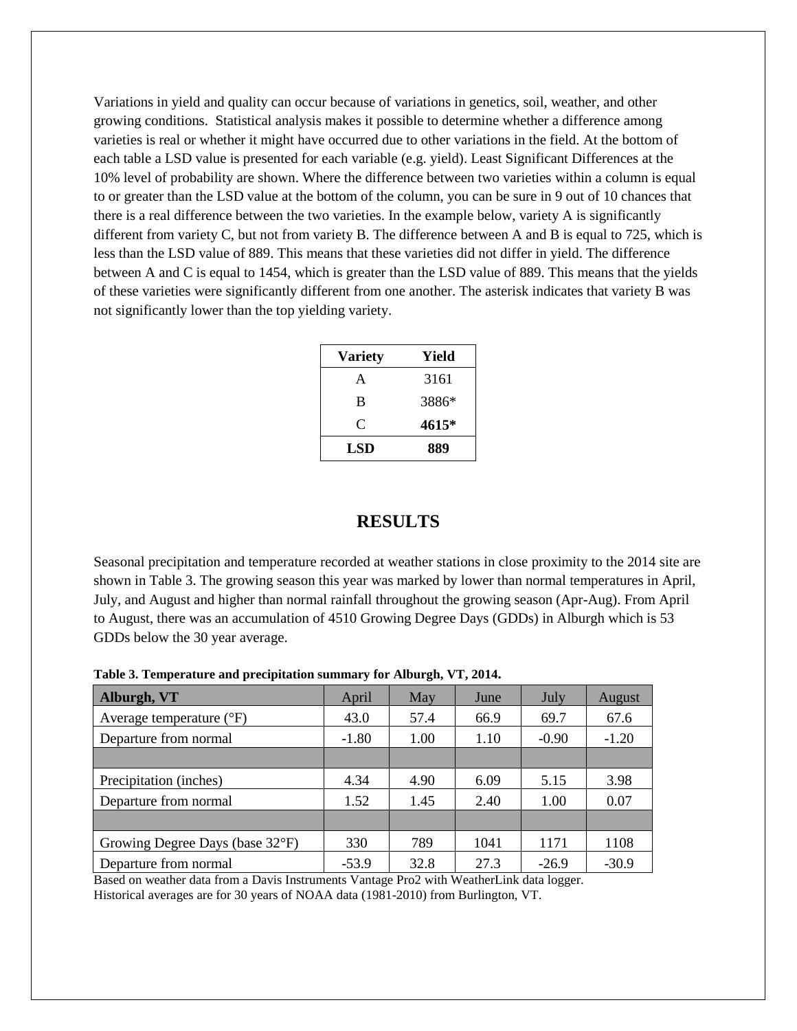Variations in yield and quality can occur because of variations in genetics, soil, weather, and other growing conditions. Statistical analysis makes it possible to determine whether a difference among varieties is real or whether it might have occurred due to other variations in the field. At the bottom of each table a LSD value is presented for each variable (e.g. yield). Least Significant Differences at the 10% level of probability are shown. Where the difference between two varieties within a column is equal to or greater than the LSD value at the bottom of the column, you can be sure in 9 out of 10 chances that there is a real difference between the two varieties. In the example below, variety A is significantly different from variety C, but not from variety B. The difference between A and B is equal to 725, which is less than the LSD value of 889. This means that these varieties did not differ in yield. The difference between A and C is equal to 1454, which is greater than the LSD value of 889. This means that the yields of these varieties were significantly different from one another. The asterisk indicates that variety B was not significantly lower than the top yielding variety.

| Variety | Yield |
|---|---|
| A | 3161 |
| B | 3886* |
| C | **4615*** |
| **LSD** | **889** |

## RESULTS

Seasonal precipitation and temperature recorded at weather stations in close proximity to the 2014 site are shown in Table 3. The growing season this year was marked by lower than normal temperatures in April, July, and August and higher than normal rainfall throughout the growing season (Apr-Aug). From April to August, there was an accumulation of 4510 Growing Degree Days (GDDs) in Alburgh which is 53 GDDs below the 30 year average.

**Table 3. Temperature and precipitation summary for Alburgh, VT, 2014.**

| **Alburgh, VT** | April | May | June | July | August |
|---|---|---|---|---|---|
| Average temperature (°F) | 43.0 | 57.4 | 66.9 | 69.7 | 67.6 |
| Departure from normal | -1.80 | 1.00 | 1.10 | -0.90 | -1.20 |
| | | | | | |
| Precipitation (inches) | 4.34 | 4.90 | 6.09 | 5.15 | 3.98 |
| Departure from normal | 1.52 | 1.45 | 2.40 | 1.00 | 0.07 |
| | | | | | |
| Growing Degree Days (base 32°F) | 330 | 789 | 1041 | 1171 | 1108 |
| Departure from normal | -53.9 | 32.8 | 27.3 | -26.9 | -30.9 |

Based on weather data from a Davis Instruments Vantage Pro2 with WeatherLink data logger.
Historical averages are for 30 years of NOAA data (1981-2010) from Burlington, VT.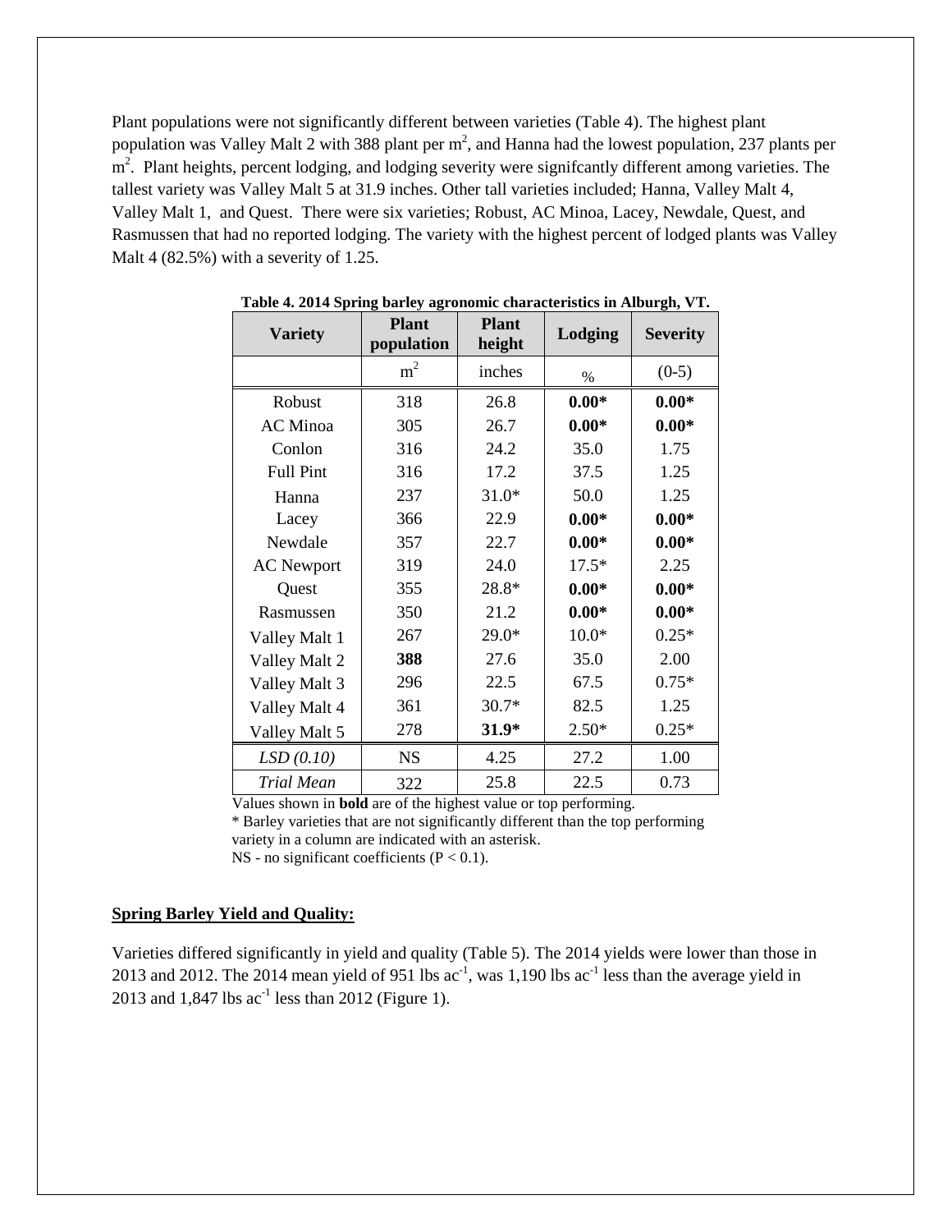Plant populations were not significantly different between varieties (Table 4). The highest plant population was Valley Malt 2 with 388 plant per $m^2$, and Hanna had the lowest population, 237 plants per $m^2$. Plant heights, percent lodging, and lodging severity were signifcantly different among varieties. The tallest variety was Valley Malt 5 at 31.9 inches. Other tall varieties included; Hanna, Valley Malt 4, Valley Malt 1, and Quest. There were six varieties; Robust, AC Minoa, Lacey, Newdale, Quest, and Rasmussen that had no reported lodging. The variety with the highest percent of lodged plants was Valley Malt 4 (82.5%) with a severity of 1.25.

**Table 4. 2014 Spring barley agronomic characteristics in Alburgh, VT.**

| Variety | Plant population | Plant height | Lodging | Severity |
|---|---|---|---|---|
| | $m^2$ | inches | % | (0-5) |
| Robust | 318 | 26.8 | **0.00*** | **0.00*** |
| AC Minoa | 305 | 26.7 | **0.00*** | **0.00*** |
| Conlon | 316 | 24.2 | 35.0 | 1.75 |
| Full Pint | 316 | 17.2 | 37.5 | 1.25 |
| Hanna | 237 | 31.0* | 50.0 | 1.25 |
| Lacey | 366 | 22.9 | **0.00*** | **0.00*** |
| Newdale | 357 | 22.7 | **0.00*** | **0.00*** |
| AC Newport | 319 | 24.0 | 17.5* | 2.25 |
| Quest | 355 | 28.8* | **0.00*** | **0.00*** |
| Rasmussen | 350 | 21.2 | **0.00*** | **0.00*** |
| Valley Malt 1 | 267 | 29.0* | 10.0* | 0.25* |
| Valley Malt 2 | **388** | 27.6 | 35.0 | 2.00 |
| Valley Malt 3 | 296 | 22.5 | 67.5 | 0.75* |
| Valley Malt 4 | 361 | 30.7* | 82.5 | 1.25 |
| Valley Malt 5 | 278 | **31.9*** | 2.50* | 0.25* |
| *LSD (0.10)* | NS | 4.25 | 27.2 | 1.00 |
| *Trial Mean* | 322 | 25.8 | 22.5 | 0.73 |

Values shown in **bold** are of the highest value or top performing.
* Barley varieties that are not significantly different than the top performing variety in a column are indicated with an asterisk.
NS - no significant coefficients ($P < 0.1$).

**Spring Barley Yield and Quality:**

Varieties differed significantly in yield and quality (Table 5). The 2014 yields were lower than those in 2013 and 2012. The 2014 mean yield of 951 lbs $ac^{-1}$, was 1,190 lbs $ac^{-1}$ less than the average yield in 2013 and 1,847 lbs $ac^{-1}$ less than 2012 (Figure 1).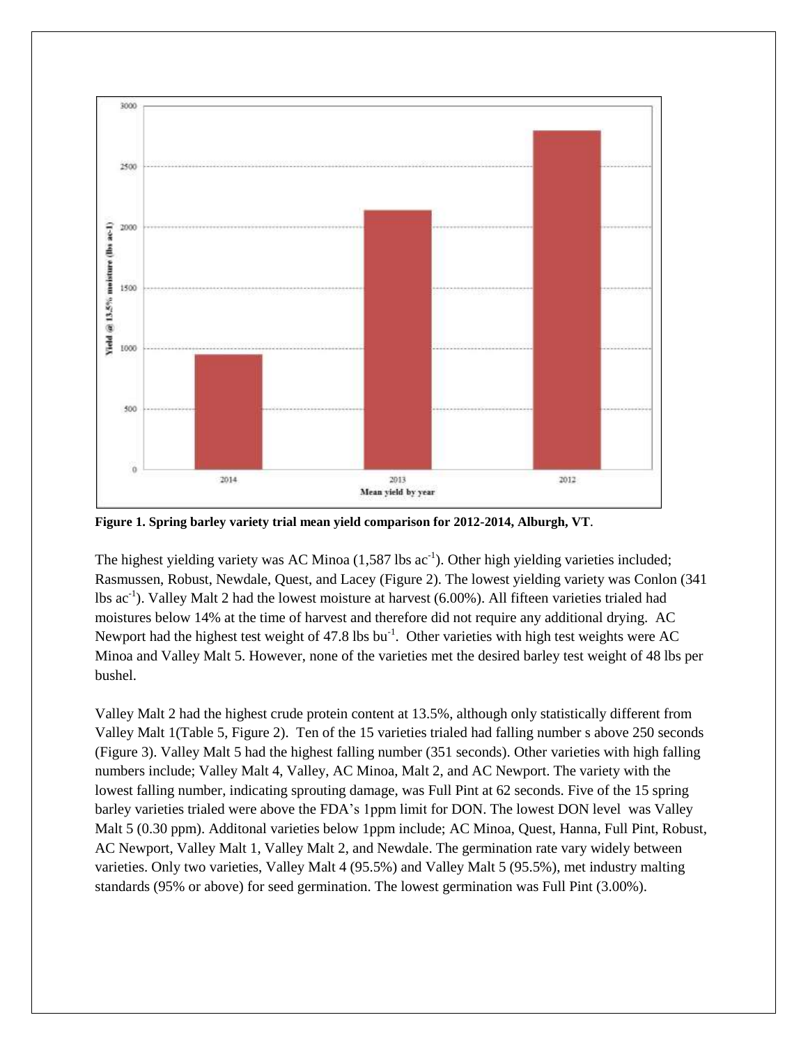**Figure 1. Spring barley variety trial mean yield comparison for 2012-2014, Alburgh, VT**.

The highest yielding variety was AC Minoa (1,587 lbs ac$^{-1}$). Other high yielding varieties included; Rasmussen, Robust, Newdale, Quest, and Lacey (Figure 2). The lowest yielding variety was Conlon (341 lbs ac$^{-1}$). Valley Malt 2 had the lowest moisture at harvest (6.00%). All fifteen varieties trialed had moistures below 14% at the time of harvest and therefore did not require any additional drying. AC Newport had the highest test weight of 47.8 lbs bu$^{-1}$. Other varieties with high test weights were AC Minoa and Valley Malt 5. However, none of the varieties met the desired barley test weight of 48 lbs per bushel.

Valley Malt 2 had the highest crude protein content at 13.5%, although only statistically different from Valley Malt 1(Table 5, Figure 2). Ten of the 15 varieties trialed had falling number s above 250 seconds (Figure 3). Valley Malt 5 had the highest falling number (351 seconds). Other varieties with high falling numbers include; Valley Malt 4, Valley, AC Minoa, Malt 2, and AC Newport. The variety with the lowest falling number, indicating sprouting damage, was Full Pint at 62 seconds. Five of the 15 spring barley varieties trialed were above the FDA's 1ppm limit for DON. The lowest DON level was Valley Malt 5 (0.30 ppm). Additonal varieties below 1ppm include; AC Minoa, Quest, Hanna, Full Pint, Robust, AC Newport, Valley Malt 1, Valley Malt 2, and Newdale. The germination rate vary widely between varieties. Only two varieties, Valley Malt 4 (95.5%) and Valley Malt 5 (95.5%), met industry malting standards (95% or above) for seed germination. The lowest germination was Full Pint (3.00%).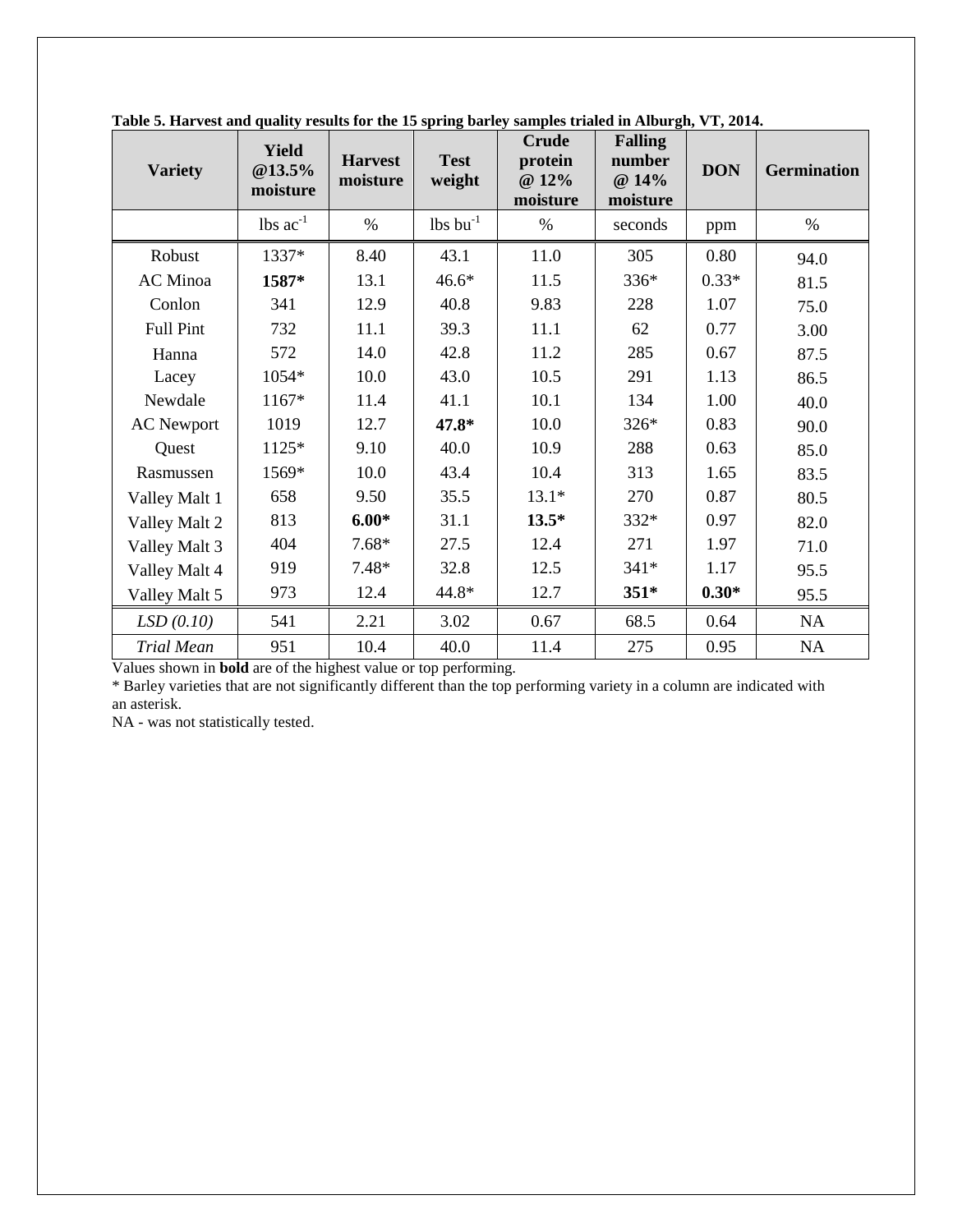**Table 5. Harvest and quality results for the 15 spring barley samples trialed in Alburgh, VT, 2014.**

| Variety | Yield @13.5% moisture | Harvest moisture | Test weight | Crude protein @ 12% moisture | Falling number @ 14% moisture | DON | Germination |
|---|---|---|---|---|---|---|---|
| | lbs ac$^{-1}$ | % | lbs bu$^{-1}$ | % | seconds | ppm | % |
| Robust | 1337* | 8.40 | 43.1 | 11.0 | 305 | 0.80 | 94.0 |
| AC Minoa | **1587*** | 13.1 | 46.6* | 11.5 | 336* | 0.33* | 81.5 |
| Conlon | 341 | 12.9 | 40.8 | 9.83 | 228 | 1.07 | 75.0 |
| Full Pint | 732 | 11.1 | 39.3 | 11.1 | 62 | 0.77 | 3.00 |
| Hanna | 572 | 14.0 | 42.8 | 11.2 | 285 | 0.67 | 87.5 |
| Lacey | 1054* | 10.0 | 43.0 | 10.5 | 291 | 1.13 | 86.5 |
| Newdale | 1167* | 11.4 | 41.1 | 10.1 | 134 | 1.00 | 40.0 |
| AC Newport | 1019 | 12.7 | **47.8*** | 10.0 | 326* | 0.83 | 90.0 |
| Quest | 1125* | 9.10 | 40.0 | 10.9 | 288 | 0.63 | 85.0 |
| Rasmussen | 1569* | 10.0 | 43.4 | 10.4 | 313 | 1.65 | 83.5 |
| Valley Malt 1 | 658 | 9.50 | 35.5 | 13.1* | 270 | 0.87 | 80.5 |
| Valley Malt 2 | 813 | **6.00*** | 31.1 | **13.5*** | 332* | 0.97 | 82.0 |
| Valley Malt 3 | 404 | 7.68* | 27.5 | 12.4 | 271 | 1.97 | 71.0 |
| Valley Malt 4 | 919 | 7.48* | 32.8 | 12.5 | 341* | 1.17 | 95.5 |
| Valley Malt 5 | 973 | 12.4 | 44.8* | 12.7 | **351*** | **0.30*** | 95.5 |
| *LSD (0.10)* | 541 | 2.21 | 3.02 | 0.67 | 68.5 | 0.64 | NA |
| *Trial Mean* | 951 | 10.4 | 40.0 | 11.4 | 275 | 0.95 | NA |

Values shown in **bold** are of the highest value or top performing.

* Barley varieties that are not significantly different than the top performing variety in a column are indicated with an asterisk.

NA - was not statistically tested.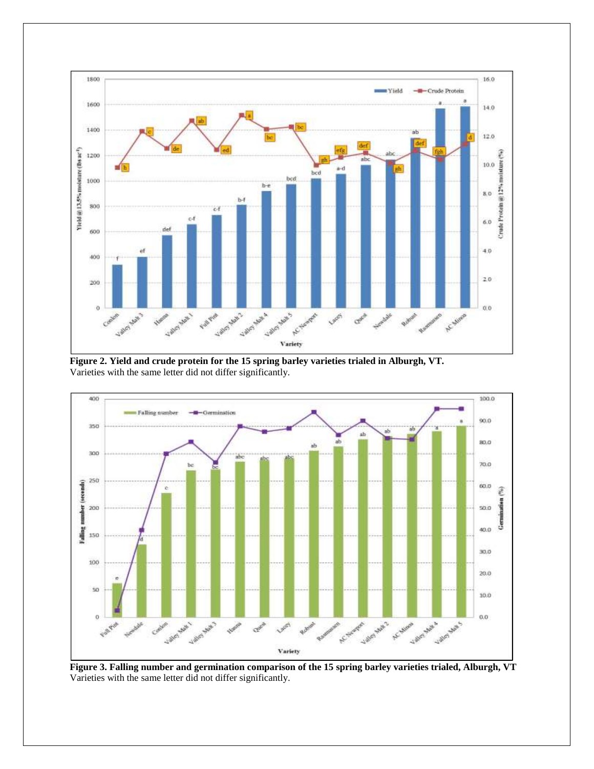**Figure 2. Yield and crude protein for the 15 spring barley varieties trialed in Alburgh, VT.**
Varieties with the same letter did not differ significantly.

**Figure 3. Falling number and germination comparison of the 15 spring barley varieties trialed, Alburgh, VT**
Varieties with the same letter did not differ significantly.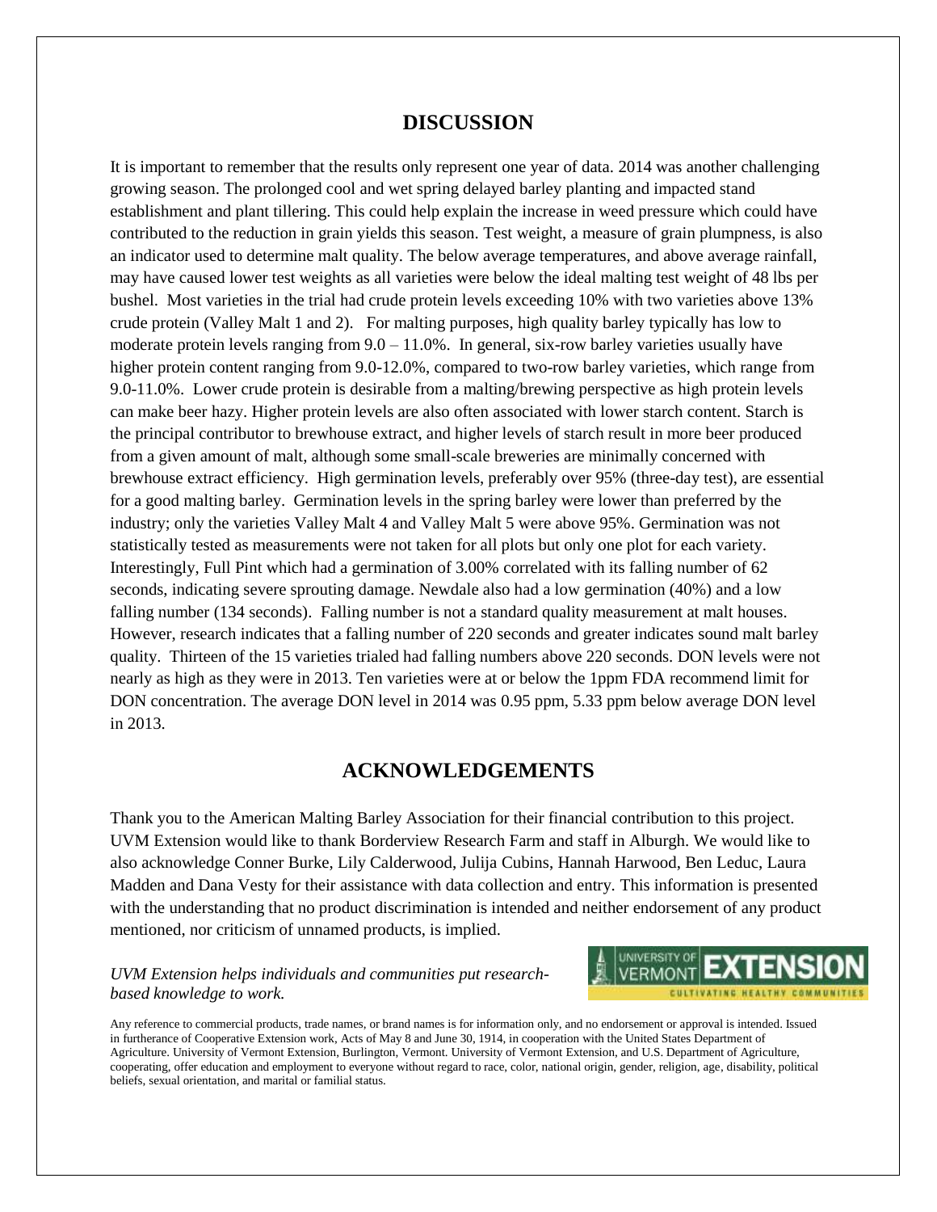## DISCUSSION

It is important to remember that the results only represent one year of data. 2014 was another challenging growing season. The prolonged cool and wet spring delayed barley planting and impacted stand establishment and plant tillering. This could help explain the increase in weed pressure which could have contributed to the reduction in grain yields this season. Test weight, a measure of grain plumpness, is also an indicator used to determine malt quality. The below average temperatures, and above average rainfall, may have caused lower test weights as all varieties were below the ideal malting test weight of 48 lbs per bushel. Most varieties in the trial had crude protein levels exceeding 10% with two varieties above 13% crude protein (Valley Malt 1 and 2). For malting purposes, high quality barley typically has low to moderate protein levels ranging from 9.0 – 11.0%. In general, six-row barley varieties usually have higher protein content ranging from 9.0-12.0%, compared to two-row barley varieties, which range from 9.0-11.0%. Lower crude protein is desirable from a malting/brewing perspective as high protein levels can make beer hazy. Higher protein levels are also often associated with lower starch content. Starch is the principal contributor to brewhouse extract, and higher levels of starch result in more beer produced from a given amount of malt, although some small-scale breweries are minimally concerned with brewhouse extract efficiency. High germination levels, preferably over 95% (three-day test), are essential for a good malting barley. Germination levels in the spring barley were lower than preferred by the industry; only the varieties Valley Malt 4 and Valley Malt 5 were above 95%. Germination was not statistically tested as measurements were not taken for all plots but only one plot for each variety. Interestingly, Full Pint which had a germination of 3.00% correlated with its falling number of 62 seconds, indicating severe sprouting damage. Newdale also had a low germination (40%) and a low falling number (134 seconds). Falling number is not a standard quality measurement at malt houses. However, research indicates that a falling number of 220 seconds and greater indicates sound malt barley quality. Thirteen of the 15 varieties trialed had falling numbers above 220 seconds. DON levels were not nearly as high as they were in 2013. Ten varieties were at or below the 1ppm FDA recommend limit for DON concentration. The average DON level in 2014 was 0.95 ppm, 5.33 ppm below average DON level in 2013.

## ACKNOWLEDGEMENTS

Thank you to the American Malting Barley Association for their financial contribution to this project. UVM Extension would like to thank Borderview Research Farm and staff in Alburgh. We would like to also acknowledge Conner Burke, Lily Calderwood, Julija Cubins, Hannah Harwood, Ben Leduc, Laura Madden and Dana Vesty for their assistance with data collection and entry. This information is presented with the understanding that no product discrimination is intended and neither endorsement of any product mentioned, nor criticism of unnamed products, is implied.

*UVM Extension helps individuals and communities put research-based knowledge to work.*

UNIVERSITY OF VERMONT EXTENSION
CULTIVATING HEALTHY COMMUNITIES

Any reference to commercial products, trade names, or brand names is for information only, and no endorsement or approval is intended. Issued in furtherance of Cooperative Extension work, Acts of May 8 and June 30, 1914, in cooperation with the United States Department of Agriculture. University of Vermont Extension, Burlington, Vermont. University of Vermont Extension, and U.S. Department of Agriculture, cooperating, offer education and employment to everyone without regard to race, color, national origin, gender, religion, age, disability, political beliefs, sexual orientation, and marital or familial status.